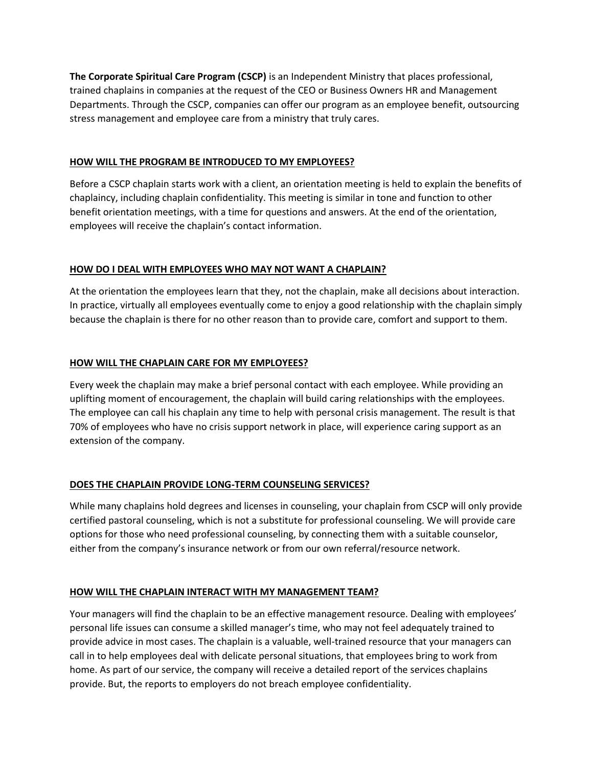**The Corporate Spiritual Care Program (CSCP)** is an Independent Ministry that places professional, trained chaplains in companies at the request of the CEO or Business Owners HR and Management Departments. Through the CSCP, companies can offer our program as an employee benefit, outsourcing stress management and employee care from a ministry that truly cares.

## HOW WILL THE PROGRAM BE INTRODUCED TO MY EMPLOYEES?

Before a CSCP chaplain starts work with a client, an orientation meeting is held to explain the benefits of chaplaincy, including chaplain confidentiality. This meeting is similar in tone and function to other benefit orientation meetings, with a time for questions and answers. At the end of the orientation, employees will receive the chaplain's contact information.

## HOW DO I DEAL WITH EMPLOYEES WHO MAY NOT WANT A CHAPLAIN?

At the orientation the employees learn that they, not the chaplain, make all decisions about interaction. In practice, virtually all employees eventually come to enjoy a good relationship with the chaplain simply because the chaplain is there for no other reason than to provide care, comfort and support to them.

## HOW WILL THE CHAPLAIN CARE FOR MY EMPLOYEES?

Every week the chaplain may make a brief personal contact with each employee. While providing an uplifting moment of encouragement, the chaplain will build caring relationships with the employees. The employee can call his chaplain any time to help with personal crisis management. The result is that 70% of employees who have no crisis support network in place, will experience caring support as an extension of the company.

## DOES THE CHAPLAIN PROVIDE LONG-TERM COUNSELING SERVICES?

While many chaplains hold degrees and licenses in counseling, your chaplain from CSCP will only provide certified pastoral counseling, which is not a substitute for professional counseling. We will provide care options for those who need professional counseling, by connecting them with a suitable counselor, either from the company's insurance network or from our own referral/resource network.

## HOW WILL THE CHAPLAIN INTERACT WITH MY MANAGEMENT TEAM?

Your managers will find the chaplain to be an effective management resource. Dealing with employees' personal life issues can consume a skilled manager's time, who may not feel adequately trained to provide advice in most cases. The chaplain is a valuable, well-trained resource that your managers can call in to help employees deal with delicate personal situations, that employees bring to work from home. As part of our service, the company will receive a detailed report of the services chaplains provide. But, the reports to employers do not breach employee confidentiality.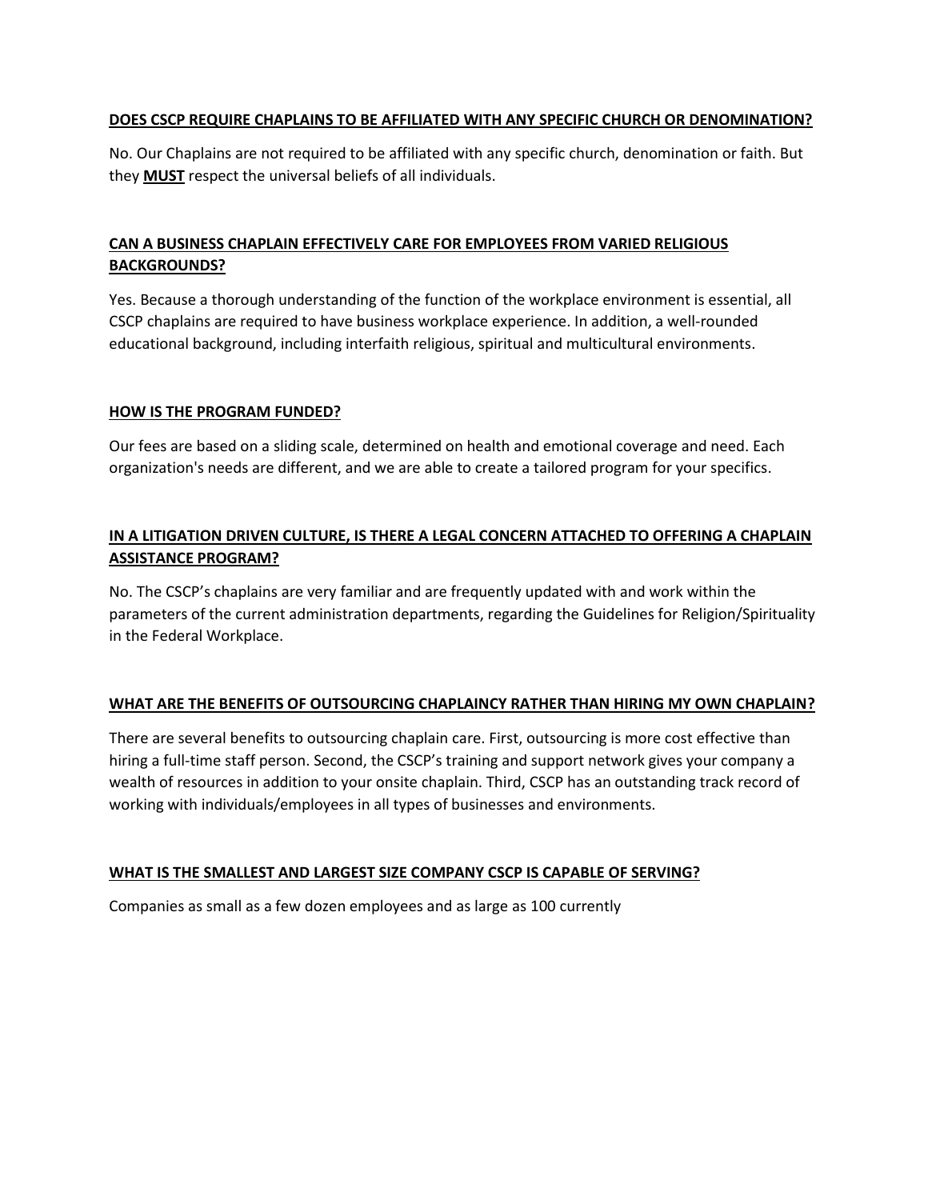**DOES CSCP REQUIRE CHAPLAINS TO BE AFFILIATED WITH ANY SPECIFIC CHURCH OR DENOMINATION?**

No. Our Chaplains are not required to be affiliated with any specific church, denomination or faith. But they **MUST** respect the universal beliefs of all individuals.

**CAN A BUSINESS CHAPLAIN EFFECTIVELY CARE FOR EMPLOYEES FROM VARIED RELIGIOUS BACKGROUNDS?**

Yes. Because a thorough understanding of the function of the workplace environment is essential, all CSCP chaplains are required to have business workplace experience. In addition, a well-rounded educational background, including interfaith religious, spiritual and multicultural environments.

**HOW IS THE PROGRAM FUNDED?**

Our fees are based on a sliding scale, determined on health and emotional coverage and need. Each organization's needs are different, and we are able to create a tailored program for your specifics.

**IN A LITIGATION DRIVEN CULTURE, IS THERE A LEGAL CONCERN ATTACHED TO OFFERING A CHAPLAIN ASSISTANCE PROGRAM?**

No. The CSCP's chaplains are very familiar and are frequently updated with and work within the parameters of the current administration departments, regarding the Guidelines for Religion/Spirituality in the Federal Workplace.

**WHAT ARE THE BENEFITS OF OUTSOURCING CHAPLAINCY RATHER THAN HIRING MY OWN CHAPLAIN?**

There are several benefits to outsourcing chaplain care. First, outsourcing is more cost effective than hiring a full-time staff person. Second, the CSCP's training and support network gives your company a wealth of resources in addition to your onsite chaplain. Third, CSCP has an outstanding track record of working with individuals/employees in all types of businesses and environments.

**WHAT IS THE SMALLEST AND LARGEST SIZE COMPANY CSCP IS CAPABLE OF SERVING?**

Companies as small as a few dozen employees and as large as 100 currently